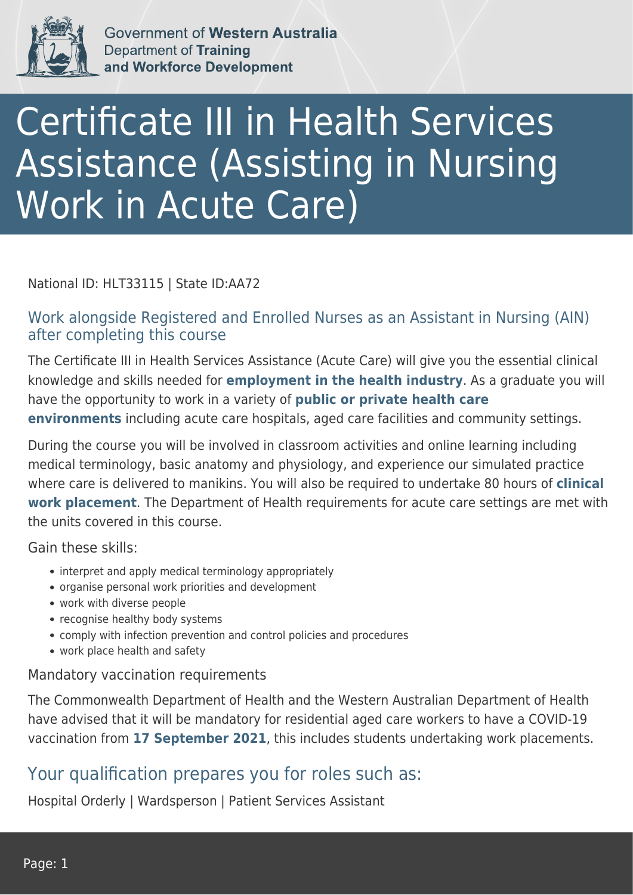Government of **Western Australia**
Department of **Training and Workforce Development**

# Certificate III in Health Services Assistance (Assisting in Nursing Work in Acute Care)

National ID: HLT33115 | State ID:AA72

## Work alongside Registered and Enrolled Nurses as an Assistant in Nursing (AIN) after completing this course

The Certificate III in Health Services Assistance (Acute Care) will give you the essential clinical knowledge and skills needed for **employment in the health industry**. As a graduate you will have the opportunity to work in a variety of **public or private health care environments** including acute care hospitals, aged care facilities and community settings.

During the course you will be involved in classroom activities and online learning including medical terminology, basic anatomy and physiology, and experience our simulated practice where care is delivered to manikins. You will also be required to undertake 80 hours of **clinical work placement**. The Department of Health requirements for acute care settings are met with the units covered in this course.

Gain these skills:

- interpret and apply medical terminology appropriately
- organise personal work priorities and development
- work with diverse people
- recognise healthy body systems
- comply with infection prevention and control policies and procedures
- work place health and safety

### Mandatory vaccination requirements

The Commonwealth Department of Health and the Western Australian Department of Health have advised that it will be mandatory for residential aged care workers to have a COVID-19 vaccination from **17 September 2021**, this includes students undertaking work placements.

## Your qualification prepares you for roles such as:

Hospital Orderly | Wardsperson | Patient Services Assistant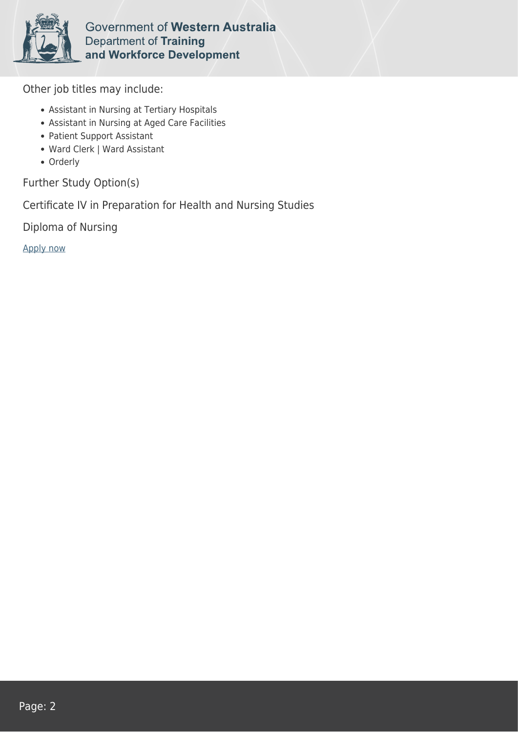Other job titles may include:

- Assistant in Nursing at Tertiary Hospitals
- Assistant in Nursing at Aged Care Facilities
- Patient Support Assistant
- Ward Clerk | Ward Assistant
- Orderly

Further Study Option(s)

Certificate IV in Preparation for Health and Nursing Studies

Diploma of Nursing

Apply now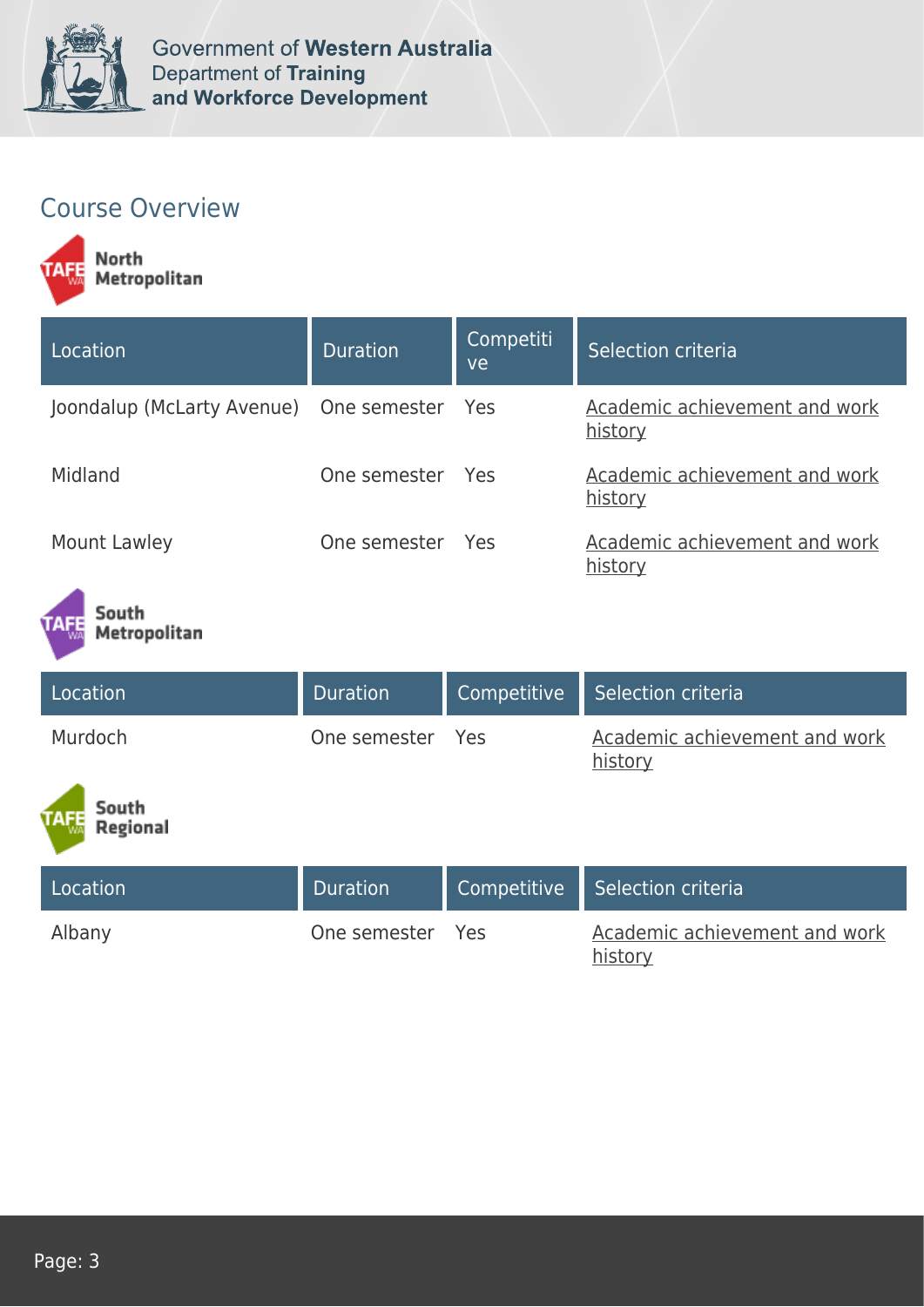## Course Overview

**North Metropolitan**

| Location | Duration | Competitive | Selection criteria |
|---|---|---|---|
| Joondalup (McLarty Avenue) | One semester | Yes | Academic achievement and work history |
| Midland | One semester | Yes | Academic achievement and work history |
| Mount Lawley | One semester | Yes | Academic achievement and work history |

**South Metropolitan**

| Location | Duration | Competitive | Selection criteria |
|---|---|---|---|
| Murdoch | One semester | Yes | Academic achievement and work history |

**South Regional**

| Location | Duration | Competitive | Selection criteria |
|---|---|---|---|
| Albany | One semester | Yes | Academic achievement and work history |